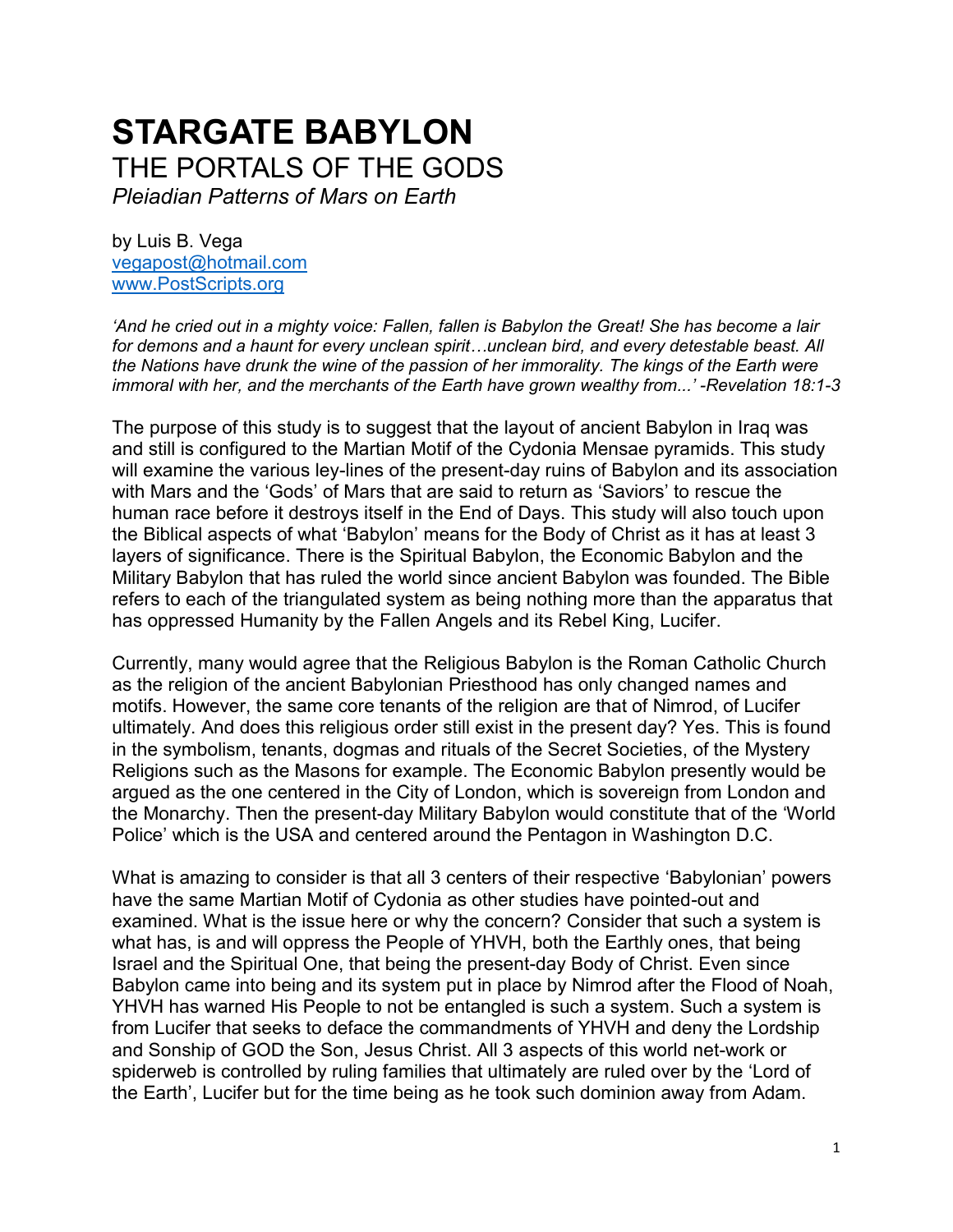# STARGATE BABYLON

## THE PORTALS OF THE GODS

*Pleiadian Patterns of Mars on Earth*

by Luis B. Vega
vegapost@hotmail.com
www.PostScripts.org

*'And he cried out in a mighty voice: Fallen, fallen is Babylon the Great! She has become a lair for demons and a haunt for every unclean spirit…unclean bird, and every detestable beast. All the Nations have drunk the wine of the passion of her immorality. The kings of the Earth were immoral with her, and the merchants of the Earth have grown wealthy from...' -Revelation 18:1-3*

The purpose of this study is to suggest that the layout of ancient Babylon in Iraq was and still is configured to the Martian Motif of the Cydonia Mensae pyramids. This study will examine the various ley-lines of the present-day ruins of Babylon and its association with Mars and the 'Gods' of Mars that are said to return as 'Saviors' to rescue the human race before it destroys itself in the End of Days. This study will also touch upon the Biblical aspects of what 'Babylon' means for the Body of Christ as it has at least 3 layers of significance. There is the Spiritual Babylon, the Economic Babylon and the Military Babylon that has ruled the world since ancient Babylon was founded. The Bible refers to each of the triangulated system as being nothing more than the apparatus that has oppressed Humanity by the Fallen Angels and its Rebel King, Lucifer.

Currently, many would agree that the Religious Babylon is the Roman Catholic Church as the religion of the ancient Babylonian Priesthood has only changed names and motifs. However, the same core tenants of the religion are that of Nimrod, of Lucifer ultimately. And does this religious order still exist in the present day? Yes. This is found in the symbolism, tenants, dogmas and rituals of the Secret Societies, of the Mystery Religions such as the Masons for example. The Economic Babylon presently would be argued as the one centered in the City of London, which is sovereign from London and the Monarchy. Then the present-day Military Babylon would constitute that of the 'World Police' which is the USA and centered around the Pentagon in Washington D.C.

What is amazing to consider is that all 3 centers of their respective 'Babylonian' powers have the same Martian Motif of Cydonia as other studies have pointed-out and examined. What is the issue here or why the concern? Consider that such a system is what has, is and will oppress the People of YHVH, both the Earthly ones, that being Israel and the Spiritual One, that being the present-day Body of Christ. Even since Babylon came into being and its system put in place by Nimrod after the Flood of Noah, YHVH has warned His People to not be entangled is such a system. Such a system is from Lucifer that seeks to deface the commandments of YHVH and deny the Lordship and Sonship of GOD the Son, Jesus Christ. All 3 aspects of this world net-work or spiderweb is controlled by ruling families that ultimately are ruled over by the 'Lord of the Earth', Lucifer but for the time being as he took such dominion away from Adam.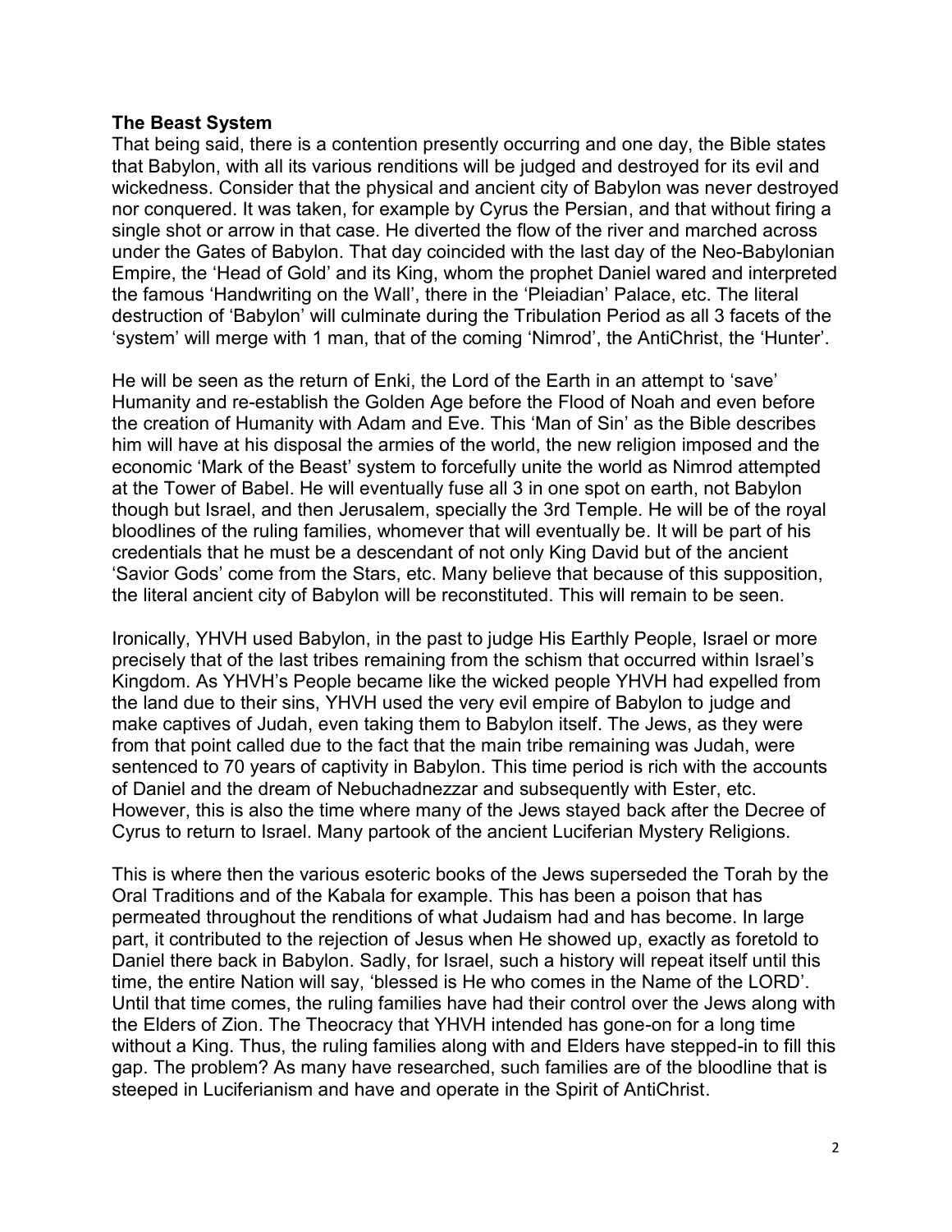**The Beast System**

That being said, there is a contention presently occurring and one day, the Bible states that Babylon, with all its various renditions will be judged and destroyed for its evil and wickedness. Consider that the physical and ancient city of Babylon was never destroyed nor conquered. It was taken, for example by Cyrus the Persian, and that without firing a single shot or arrow in that case. He diverted the flow of the river and marched across under the Gates of Babylon. That day coincided with the last day of the Neo-Babylonian Empire, the 'Head of Gold' and its King, whom the prophet Daniel wared and interpreted the famous 'Handwriting on the Wall', there in the 'Pleiadian' Palace, etc. The literal destruction of 'Babylon' will culminate during the Tribulation Period as all 3 facets of the 'system' will merge with 1 man, that of the coming 'Nimrod', the AntiChrist, the 'Hunter'.

He will be seen as the return of Enki, the Lord of the Earth in an attempt to 'save' Humanity and re-establish the Golden Age before the Flood of Noah and even before the creation of Humanity with Adam and Eve. This 'Man of Sin' as the Bible describes him will have at his disposal the armies of the world, the new religion imposed and the economic 'Mark of the Beast' system to forcefully unite the world as Nimrod attempted at the Tower of Babel. He will eventually fuse all 3 in one spot on earth, not Babylon though but Israel, and then Jerusalem, specially the 3rd Temple. He will be of the royal bloodlines of the ruling families, whomever that will eventually be. It will be part of his credentials that he must be a descendant of not only King David but of the ancient 'Savior Gods' come from the Stars, etc. Many believe that because of this supposition, the literal ancient city of Babylon will be reconstituted. This will remain to be seen.

Ironically, YHVH used Babylon, in the past to judge His Earthly People, Israel or more precisely that of the last tribes remaining from the schism that occurred within Israel's Kingdom. As YHVH's People became like the wicked people YHVH had expelled from the land due to their sins, YHVH used the very evil empire of Babylon to judge and make captives of Judah, even taking them to Babylon itself. The Jews, as they were from that point called due to the fact that the main tribe remaining was Judah, were sentenced to 70 years of captivity in Babylon. This time period is rich with the accounts of Daniel and the dream of Nebuchadnezzar and subsequently with Ester, etc. However, this is also the time where many of the Jews stayed back after the Decree of Cyrus to return to Israel. Many partook of the ancient Luciferian Mystery Religions.

This is where then the various esoteric books of the Jews superseded the Torah by the Oral Traditions and of the Kabala for example. This has been a poison that has permeated throughout the renditions of what Judaism had and has become. In large part, it contributed to the rejection of Jesus when He showed up, exactly as foretold to Daniel there back in Babylon. Sadly, for Israel, such a history will repeat itself until this time, the entire Nation will say, 'blessed is He who comes in the Name of the LORD'. Until that time comes, the ruling families have had their control over the Jews along with the Elders of Zion. The Theocracy that YHVH intended has gone-on for a long time without a King. Thus, the ruling families along with and Elders have stepped-in to fill this gap. The problem? As many have researched, such families are of the bloodline that is steeped in Luciferianism and have and operate in the Spirit of AntiChrist.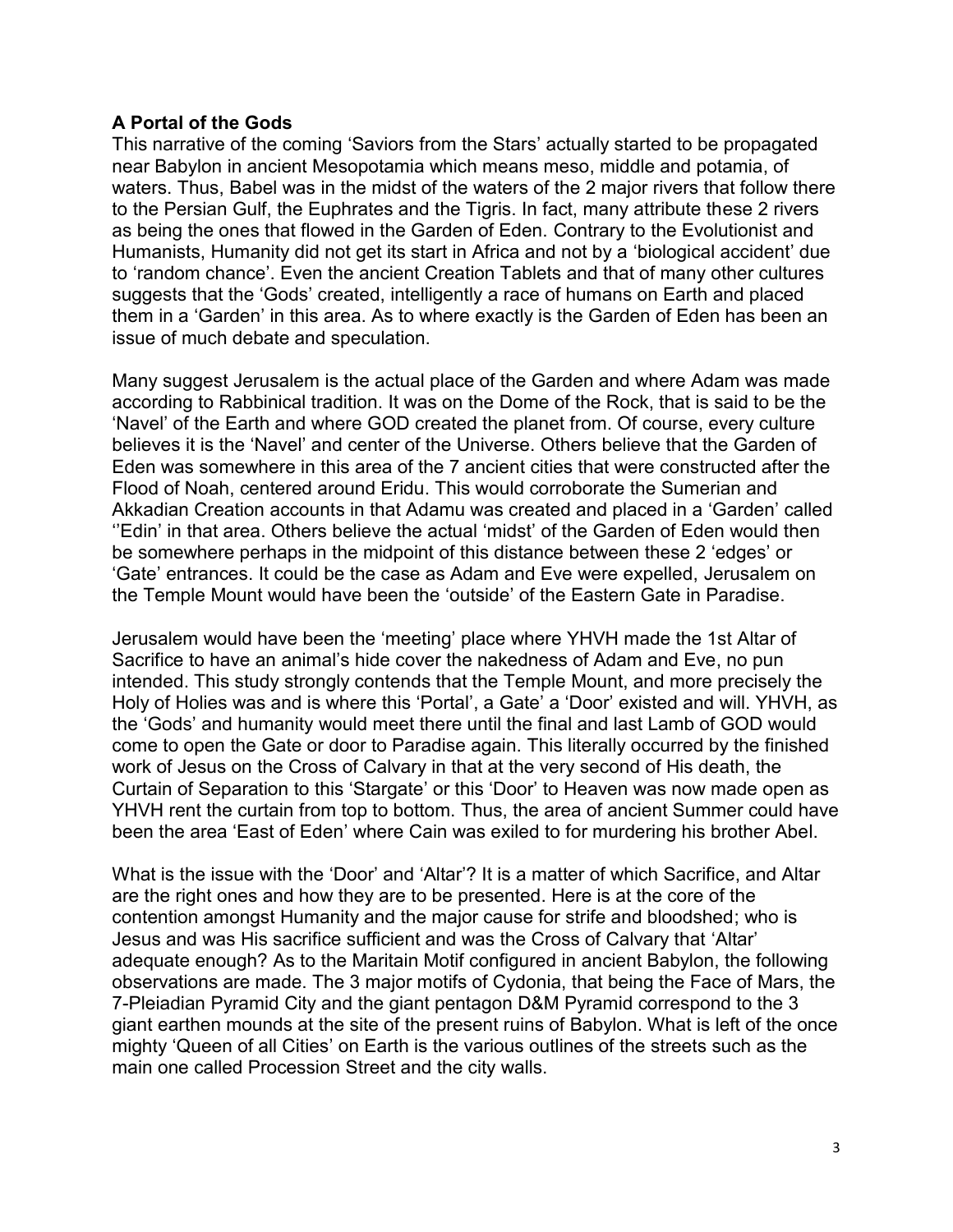**A Portal of the Gods**

This narrative of the coming 'Saviors from the Stars' actually started to be propagated near Babylon in ancient Mesopotamia which means meso, middle and potamia, of waters. Thus, Babel was in the midst of the waters of the 2 major rivers that follow there to the Persian Gulf, the Euphrates and the Tigris. In fact, many attribute these 2 rivers as being the ones that flowed in the Garden of Eden. Contrary to the Evolutionist and Humanists, Humanity did not get its start in Africa and not by a 'biological accident' due to 'random chance'. Even the ancient Creation Tablets and that of many other cultures suggests that the 'Gods' created, intelligently a race of humans on Earth and placed them in a 'Garden' in this area. As to where exactly is the Garden of Eden has been an issue of much debate and speculation.

Many suggest Jerusalem is the actual place of the Garden and where Adam was made according to Rabbinical tradition. It was on the Dome of the Rock, that is said to be the 'Navel' of the Earth and where GOD created the planet from. Of course, every culture believes it is the 'Navel' and center of the Universe. Others believe that the Garden of Eden was somewhere in this area of the 7 ancient cities that were constructed after the Flood of Noah, centered around Eridu. This would corroborate the Sumerian and Akkadian Creation accounts in that Adamu was created and placed in a 'Garden' called ''Edin' in that area. Others believe the actual 'midst' of the Garden of Eden would then be somewhere perhaps in the midpoint of this distance between these 2 'edges' or 'Gate' entrances. It could be the case as Adam and Eve were expelled, Jerusalem on the Temple Mount would have been the 'outside' of the Eastern Gate in Paradise.

Jerusalem would have been the 'meeting' place where YHVH made the 1st Altar of Sacrifice to have an animal's hide cover the nakedness of Adam and Eve, no pun intended. This study strongly contends that the Temple Mount, and more precisely the Holy of Holies was and is where this 'Portal', a Gate' a 'Door' existed and will. YHVH, as the 'Gods' and humanity would meet there until the final and last Lamb of GOD would come to open the Gate or door to Paradise again. This literally occurred by the finished work of Jesus on the Cross of Calvary in that at the very second of His death, the Curtain of Separation to this 'Stargate' or this 'Door' to Heaven was now made open as YHVH rent the curtain from top to bottom. Thus, the area of ancient Summer could have been the area 'East of Eden' where Cain was exiled to for murdering his brother Abel.

What is the issue with the 'Door' and 'Altar'? It is a matter of which Sacrifice, and Altar are the right ones and how they are to be presented. Here is at the core of the contention amongst Humanity and the major cause for strife and bloodshed; who is Jesus and was His sacrifice sufficient and was the Cross of Calvary that 'Altar' adequate enough? As to the Maritain Motif configured in ancient Babylon, the following observations are made. The 3 major motifs of Cydonia, that being the Face of Mars, the 7-Pleiadian Pyramid City and the giant pentagon D&M Pyramid correspond to the 3 giant earthen mounds at the site of the present ruins of Babylon. What is left of the once mighty 'Queen of all Cities' on Earth is the various outlines of the streets such as the main one called Procession Street and the city walls.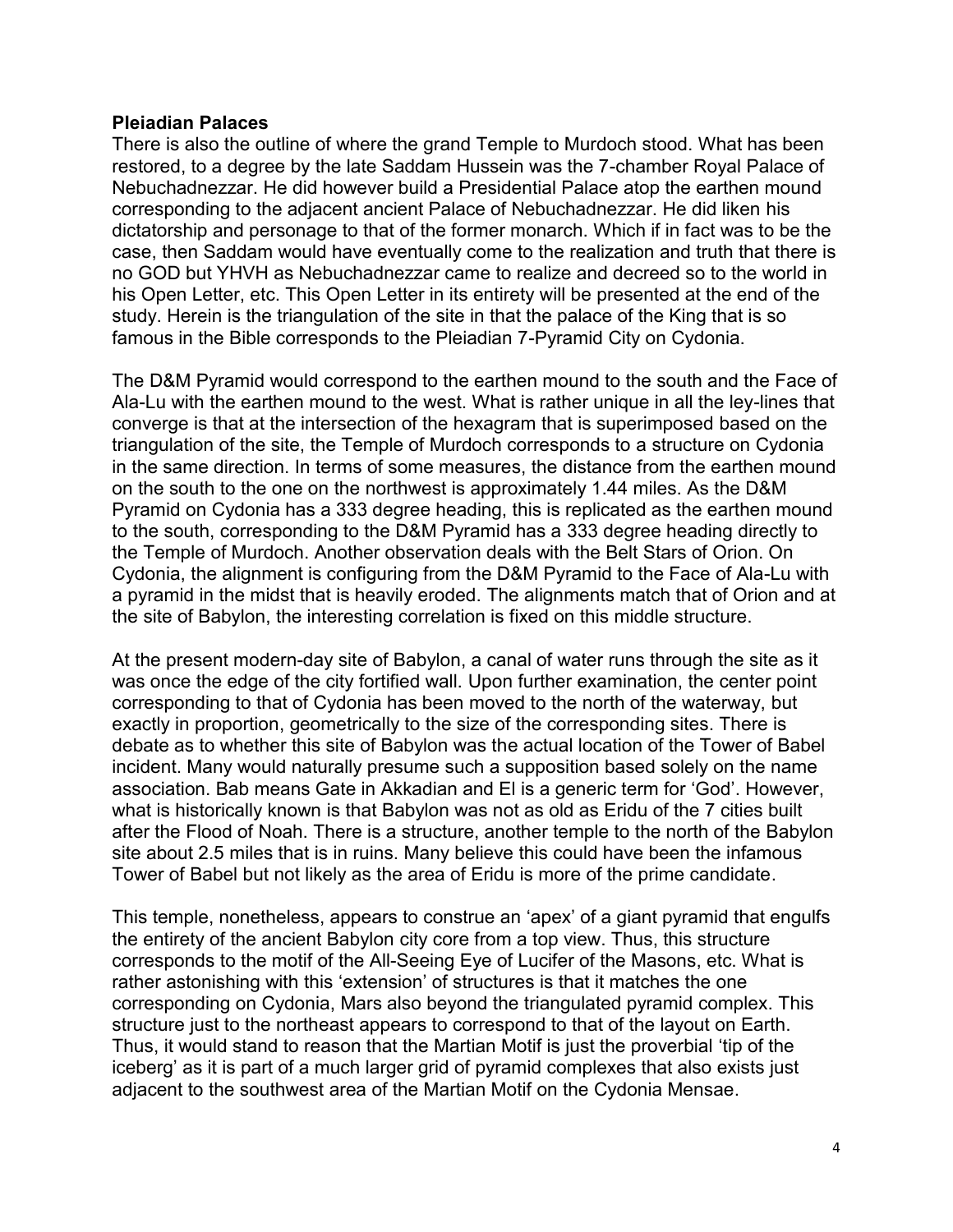**Pleiadian Palaces**

There is also the outline of where the grand Temple to Murdoch stood. What has been restored, to a degree by the late Saddam Hussein was the 7-chamber Royal Palace of Nebuchadnezzar. He did however build a Presidential Palace atop the earthen mound corresponding to the adjacent ancient Palace of Nebuchadnezzar. He did liken his dictatorship and personage to that of the former monarch. Which if in fact was to be the case, then Saddam would have eventually come to the realization and truth that there is no GOD but YHVH as Nebuchadnezzar came to realize and decreed so to the world in his Open Letter, etc. This Open Letter in its entirety will be presented at the end of the study. Herein is the triangulation of the site in that the palace of the King that is so famous in the Bible corresponds to the Pleiadian 7-Pyramid City on Cydonia.

The D&M Pyramid would correspond to the earthen mound to the south and the Face of Ala-Lu with the earthen mound to the west. What is rather unique in all the ley-lines that converge is that at the intersection of the hexagram that is superimposed based on the triangulation of the site, the Temple of Murdoch corresponds to a structure on Cydonia in the same direction. In terms of some measures, the distance from the earthen mound on the south to the one on the northwest is approximately 1.44 miles. As the D&M Pyramid on Cydonia has a 333 degree heading, this is replicated as the earthen mound to the south, corresponding to the D&M Pyramid has a 333 degree heading directly to the Temple of Murdoch. Another observation deals with the Belt Stars of Orion. On Cydonia, the alignment is configuring from the D&M Pyramid to the Face of Ala-Lu with a pyramid in the midst that is heavily eroded. The alignments match that of Orion and at the site of Babylon, the interesting correlation is fixed on this middle structure.

At the present modern-day site of Babylon, a canal of water runs through the site as it was once the edge of the city fortified wall. Upon further examination, the center point corresponding to that of Cydonia has been moved to the north of the waterway, but exactly in proportion, geometrically to the size of the corresponding sites. There is debate as to whether this site of Babylon was the actual location of the Tower of Babel incident. Many would naturally presume such a supposition based solely on the name association. Bab means Gate in Akkadian and El is a generic term for 'God'. However, what is historically known is that Babylon was not as old as Eridu of the 7 cities built after the Flood of Noah. There is a structure, another temple to the north of the Babylon site about 2.5 miles that is in ruins. Many believe this could have been the infamous Tower of Babel but not likely as the area of Eridu is more of the prime candidate.

This temple, nonetheless, appears to construe an 'apex' of a giant pyramid that engulfs the entirety of the ancient Babylon city core from a top view. Thus, this structure corresponds to the motif of the All-Seeing Eye of Lucifer of the Masons, etc. What is rather astonishing with this 'extension' of structures is that it matches the one corresponding on Cydonia, Mars also beyond the triangulated pyramid complex. This structure just to the northeast appears to correspond to that of the layout on Earth. Thus, it would stand to reason that the Martian Motif is just the proverbial 'tip of the iceberg' as it is part of a much larger grid of pyramid complexes that also exists just adjacent to the southwest area of the Martian Motif on the Cydonia Mensae.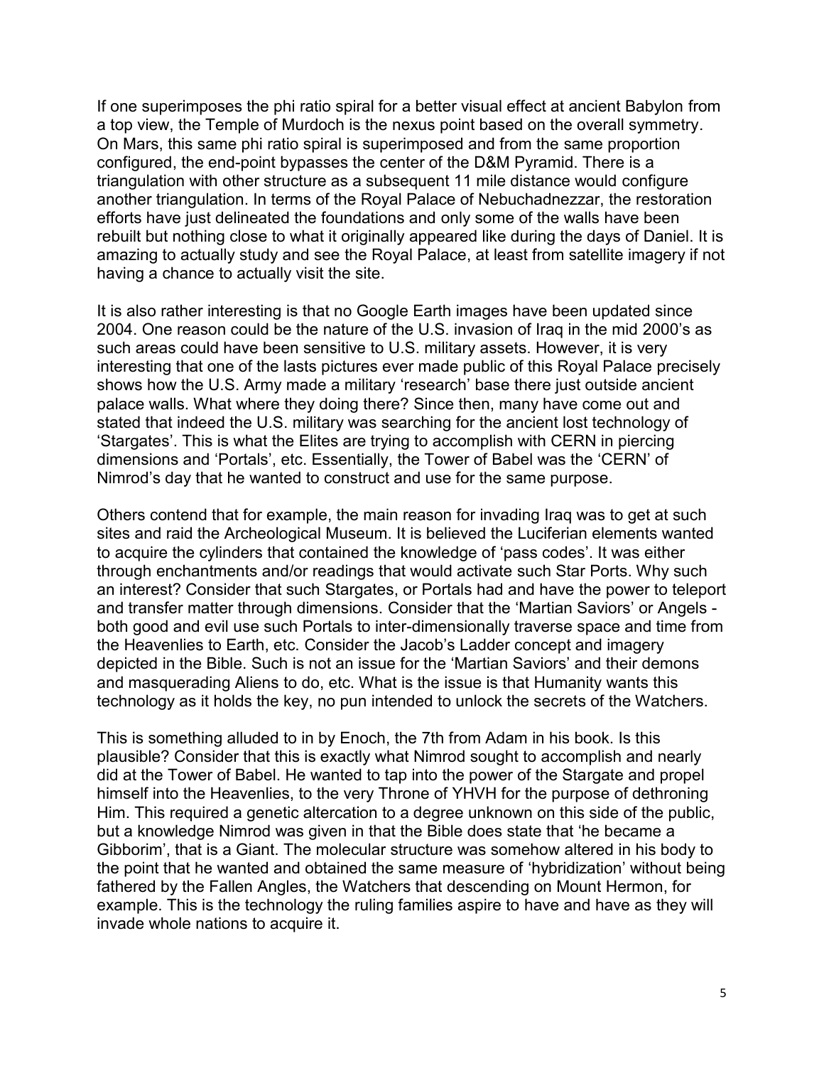If one superimposes the phi ratio spiral for a better visual effect at ancient Babylon from a top view, the Temple of Murdoch is the nexus point based on the overall symmetry. On Mars, this same phi ratio spiral is superimposed and from the same proportion configured, the end-point bypasses the center of the D&M Pyramid. There is a triangulation with other structure as a subsequent 11 mile distance would configure another triangulation. In terms of the Royal Palace of Nebuchadnezzar, the restoration efforts have just delineated the foundations and only some of the walls have been rebuilt but nothing close to what it originally appeared like during the days of Daniel. It is amazing to actually study and see the Royal Palace, at least from satellite imagery if not having a chance to actually visit the site.

It is also rather interesting is that no Google Earth images have been updated since 2004. One reason could be the nature of the U.S. invasion of Iraq in the mid 2000's as such areas could have been sensitive to U.S. military assets. However, it is very interesting that one of the lasts pictures ever made public of this Royal Palace precisely shows how the U.S. Army made a military 'research' base there just outside ancient palace walls. What where they doing there? Since then, many have come out and stated that indeed the U.S. military was searching for the ancient lost technology of 'Stargates'. This is what the Elites are trying to accomplish with CERN in piercing dimensions and 'Portals', etc. Essentially, the Tower of Babel was the 'CERN' of Nimrod's day that he wanted to construct and use for the same purpose.

Others contend that for example, the main reason for invading Iraq was to get at such sites and raid the Archeological Museum. It is believed the Luciferian elements wanted to acquire the cylinders that contained the knowledge of 'pass codes'. It was either through enchantments and/or readings that would activate such Star Ports. Why such an interest? Consider that such Stargates, or Portals had and have the power to teleport and transfer matter through dimensions. Consider that the 'Martian Saviors' or Angels - both good and evil use such Portals to inter-dimensionally traverse space and time from the Heavenlies to Earth, etc. Consider the Jacob's Ladder concept and imagery depicted in the Bible. Such is not an issue for the 'Martian Saviors' and their demons and masquerading Aliens to do, etc. What is the issue is that Humanity wants this technology as it holds the key, no pun intended to unlock the secrets of the Watchers.

This is something alluded to in by Enoch, the 7th from Adam in his book. Is this plausible? Consider that this is exactly what Nimrod sought to accomplish and nearly did at the Tower of Babel. He wanted to tap into the power of the Stargate and propel himself into the Heavenlies, to the very Throne of YHVH for the purpose of dethroning Him. This required a genetic altercation to a degree unknown on this side of the public, but a knowledge Nimrod was given in that the Bible does state that 'he became a Gibborim', that is a Giant. The molecular structure was somehow altered in his body to the point that he wanted and obtained the same measure of 'hybridization' without being fathered by the Fallen Angles, the Watchers that descending on Mount Hermon, for example. This is the technology the ruling families aspire to have and have as they will invade whole nations to acquire it.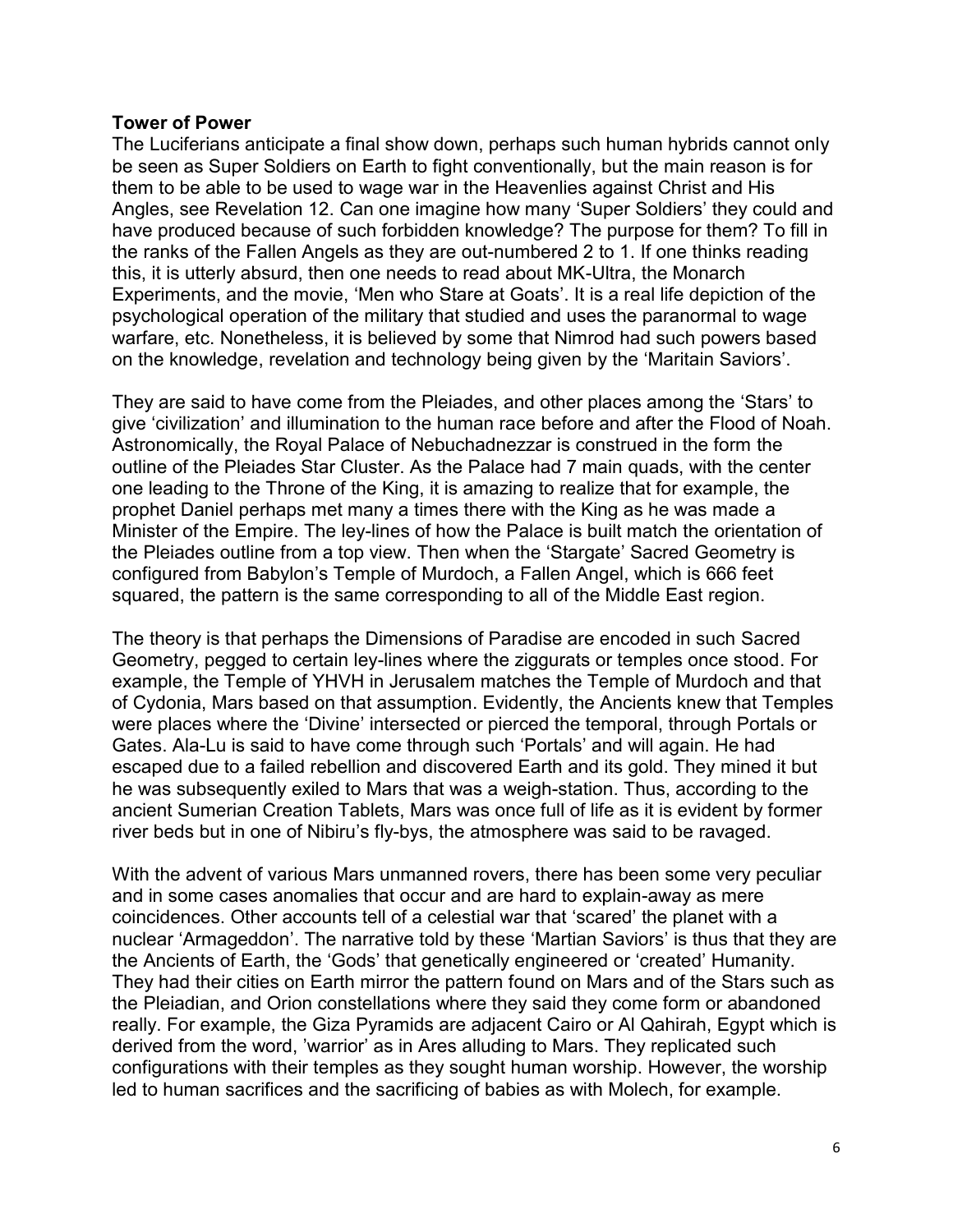**Tower of Power**

The Luciferians anticipate a final show down, perhaps such human hybrids cannot only be seen as Super Soldiers on Earth to fight conventionally, but the main reason is for them to be able to be used to wage war in the Heavenlies against Christ and His Angles, see Revelation 12. Can one imagine how many 'Super Soldiers' they could and have produced because of such forbidden knowledge? The purpose for them? To fill in the ranks of the Fallen Angels as they are out-numbered 2 to 1. If one thinks reading this, it is utterly absurd, then one needs to read about MK-Ultra, the Monarch Experiments, and the movie, 'Men who Stare at Goats'. It is a real life depiction of the psychological operation of the military that studied and uses the paranormal to wage warfare, etc. Nonetheless, it is believed by some that Nimrod had such powers based on the knowledge, revelation and technology being given by the 'Maritain Saviors'.

They are said to have come from the Pleiades, and other places among the 'Stars' to give 'civilization' and illumination to the human race before and after the Flood of Noah. Astronomically, the Royal Palace of Nebuchadnezzar is construed in the form the outline of the Pleiades Star Cluster. As the Palace had 7 main quads, with the center one leading to the Throne of the King, it is amazing to realize that for example, the prophet Daniel perhaps met many a times there with the King as he was made a Minister of the Empire. The ley-lines of how the Palace is built match the orientation of the Pleiades outline from a top view. Then when the 'Stargate' Sacred Geometry is configured from Babylon's Temple of Murdoch, a Fallen Angel, which is 666 feet squared, the pattern is the same corresponding to all of the Middle East region.

The theory is that perhaps the Dimensions of Paradise are encoded in such Sacred Geometry, pegged to certain ley-lines where the ziggurats or temples once stood. For example, the Temple of YHVH in Jerusalem matches the Temple of Murdoch and that of Cydonia, Mars based on that assumption. Evidently, the Ancients knew that Temples were places where the 'Divine' intersected or pierced the temporal, through Portals or Gates. Ala-Lu is said to have come through such 'Portals' and will again. He had escaped due to a failed rebellion and discovered Earth and its gold. They mined it but he was subsequently exiled to Mars that was a weigh-station. Thus, according to the ancient Sumerian Creation Tablets, Mars was once full of life as it is evident by former river beds but in one of Nibiru's fly-bys, the atmosphere was said to be ravaged.

With the advent of various Mars unmanned rovers, there has been some very peculiar and in some cases anomalies that occur and are hard to explain-away as mere coincidences. Other accounts tell of a celestial war that 'scared' the planet with a nuclear 'Armageddon'. The narrative told by these 'Martian Saviors' is thus that they are the Ancients of Earth, the 'Gods' that genetically engineered or 'created' Humanity. They had their cities on Earth mirror the pattern found on Mars and of the Stars such as the Pleiadian, and Orion constellations where they said they come form or abandoned really. For example, the Giza Pyramids are adjacent Cairo or Al Qahirah, Egypt which is derived from the word, 'warrior' as in Ares alluding to Mars. They replicated such configurations with their temples as they sought human worship. However, the worship led to human sacrifices and the sacrificing of babies as with Molech, for example.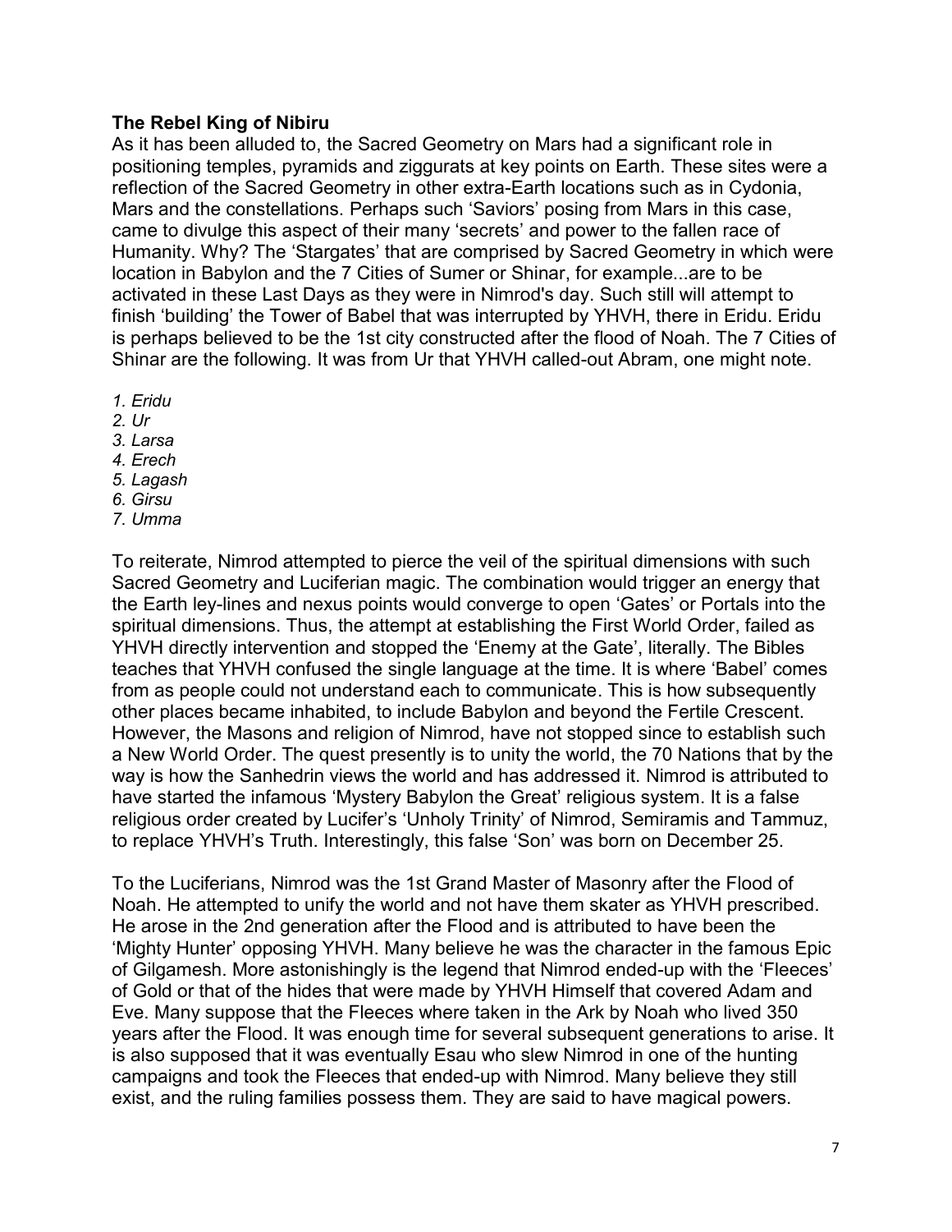**The Rebel King of Nibiru**

As it has been alluded to, the Sacred Geometry on Mars had a significant role in positioning temples, pyramids and ziggurats at key points on Earth. These sites were a reflection of the Sacred Geometry in other extra-Earth locations such as in Cydonia, Mars and the constellations. Perhaps such 'Saviors' posing from Mars in this case, came to divulge this aspect of their many 'secrets' and power to the fallen race of Humanity. Why? The 'Stargates' that are comprised by Sacred Geometry in which were location in Babylon and the 7 Cities of Sumer or Shinar, for example...are to be activated in these Last Days as they were in Nimrod's day. Such still will attempt to finish 'building' the Tower of Babel that was interrupted by YHVH, there in Eridu. Eridu is perhaps believed to be the 1st city constructed after the flood of Noah. The 7 Cities of Shinar are the following. It was from Ur that YHVH called-out Abram, one might note.

1. *Eridu*
2. *Ur*
3. *Larsa*
4. *Erech*
5. *Lagash*
6. *Girsu*
7. *Umma*

To reiterate, Nimrod attempted to pierce the veil of the spiritual dimensions with such Sacred Geometry and Luciferian magic. The combination would trigger an energy that the Earth ley-lines and nexus points would converge to open 'Gates' or Portals into the spiritual dimensions. Thus, the attempt at establishing the First World Order, failed as YHVH directly intervention and stopped the 'Enemy at the Gate', literally. The Bibles teaches that YHVH confused the single language at the time. It is where 'Babel' comes from as people could not understand each to communicate. This is how subsequently other places became inhabited, to include Babylon and beyond the Fertile Crescent. However, the Masons and religion of Nimrod, have not stopped since to establish such a New World Order. The quest presently is to unity the world, the 70 Nations that by the way is how the Sanhedrin views the world and has addressed it. Nimrod is attributed to have started the infamous 'Mystery Babylon the Great' religious system. It is a false religious order created by Lucifer's 'Unholy Trinity' of Nimrod, Semiramis and Tammuz, to replace YHVH's Truth. Interestingly, this false 'Son' was born on December 25.

To the Luciferians, Nimrod was the 1st Grand Master of Masonry after the Flood of Noah. He attempted to unify the world and not have them skater as YHVH prescribed. He arose in the 2nd generation after the Flood and is attributed to have been the 'Mighty Hunter' opposing YHVH. Many believe he was the character in the famous Epic of Gilgamesh. More astonishingly is the legend that Nimrod ended-up with the 'Fleeces' of Gold or that of the hides that were made by YHVH Himself that covered Adam and Eve. Many suppose that the Fleeces where taken in the Ark by Noah who lived 350 years after the Flood. It was enough time for several subsequent generations to arise. It is also supposed that it was eventually Esau who slew Nimrod in one of the hunting campaigns and took the Fleeces that ended-up with Nimrod. Many believe they still exist, and the ruling families possess them. They are said to have magical powers.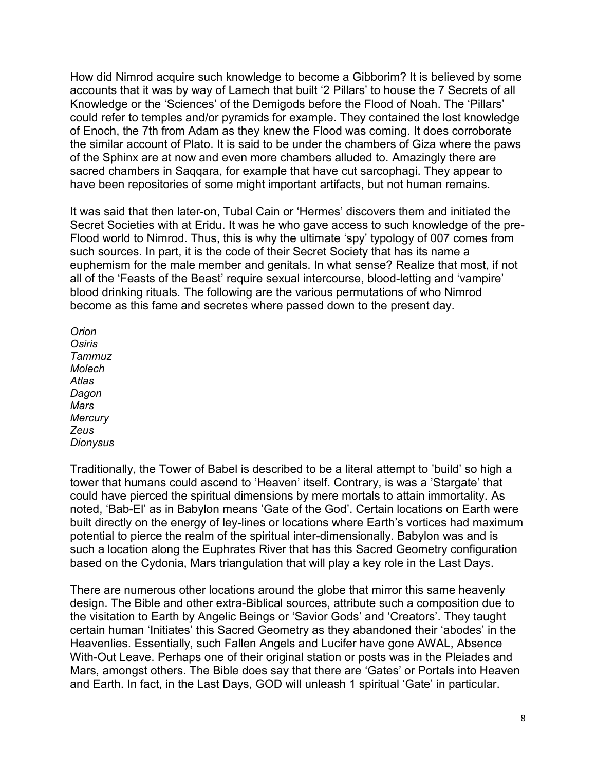How did Nimrod acquire such knowledge to become a Gibborim? It is believed by some accounts that it was by way of Lamech that built '2 Pillars' to house the 7 Secrets of all Knowledge or the 'Sciences' of the Demigods before the Flood of Noah. The 'Pillars' could refer to temples and/or pyramids for example. They contained the lost knowledge of Enoch, the 7th from Adam as they knew the Flood was coming. It does corroborate the similar account of Plato. It is said to be under the chambers of Giza where the paws of the Sphinx are at now and even more chambers alluded to. Amazingly there are sacred chambers in Saqqara, for example that have cut sarcophagi. They appear to have been repositories of some might important artifacts, but not human remains.

It was said that then later-on, Tubal Cain or 'Hermes' discovers them and initiated the Secret Societies with at Eridu. It was he who gave access to such knowledge of the pre-Flood world to Nimrod. Thus, this is why the ultimate 'spy' typology of 007 comes from such sources. In part, it is the code of their Secret Society that has its name a euphemism for the male member and genitals. In what sense? Realize that most, if not all of the 'Feasts of the Beast' require sexual intercourse, blood-letting and 'vampire' blood drinking rituals. The following are the various permutations of who Nimrod become as this fame and secretes where passed down to the present day.

*Orion*
*Osiris*
*Tammuz*
*Molech*
*Atlas*
*Dagon*
*Mars*
*Mercury*
*Zeus*
*Dionysus*

Traditionally, the Tower of Babel is described to be a literal attempt to 'build' so high a tower that humans could ascend to 'Heaven' itself. Contrary, is was a 'Stargate' that could have pierced the spiritual dimensions by mere mortals to attain immortality. As noted, 'Bab-El' as in Babylon means 'Gate of the God'. Certain locations on Earth were built directly on the energy of ley-lines or locations where Earth's vortices had maximum potential to pierce the realm of the spiritual inter-dimensionally. Babylon was and is such a location along the Euphrates River that has this Sacred Geometry configuration based on the Cydonia, Mars triangulation that will play a key role in the Last Days.

There are numerous other locations around the globe that mirror this same heavenly design. The Bible and other extra-Biblical sources, attribute such a composition due to the visitation to Earth by Angelic Beings or 'Savior Gods' and 'Creators'. They taught certain human 'Initiates' this Sacred Geometry as they abandoned their 'abodes' in the Heavenlies. Essentially, such Fallen Angels and Lucifer have gone AWAL, Absence With-Out Leave. Perhaps one of their original station or posts was in the Pleiades and Mars, amongst others. The Bible does say that there are 'Gates' or Portals into Heaven and Earth. In fact, in the Last Days, GOD will unleash 1 spiritual 'Gate' in particular.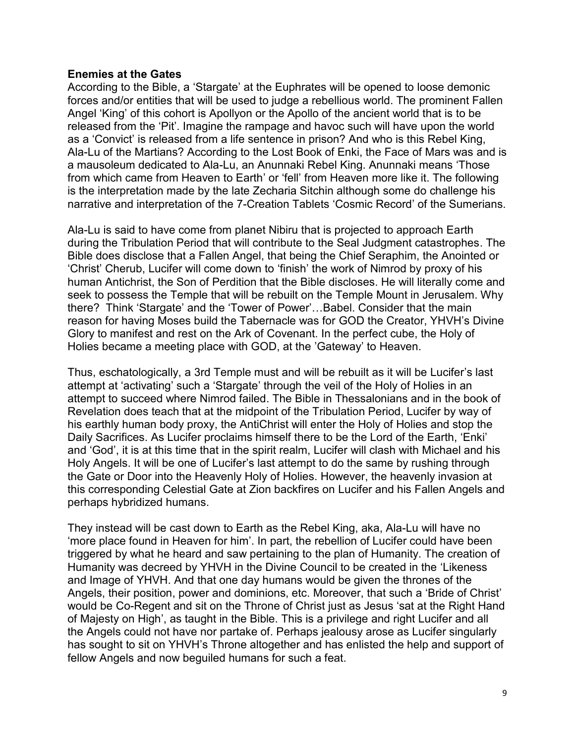**Enemies at the Gates**

According to the Bible, a 'Stargate' at the Euphrates will be opened to loose demonic forces and/or entities that will be used to judge a rebellious world. The prominent Fallen Angel 'King' of this cohort is Apollyon or the Apollo of the ancient world that is to be released from the 'Pit'. Imagine the rampage and havoc such will have upon the world as a 'Convict' is released from a life sentence in prison? And who is this Rebel King, Ala-Lu of the Martians? According to the Lost Book of Enki, the Face of Mars was and is a mausoleum dedicated to Ala-Lu, an Anunnaki Rebel King. Anunnaki means 'Those from which came from Heaven to Earth' or 'fell' from Heaven more like it. The following is the interpretation made by the late Zecharia Sitchin although some do challenge his narrative and interpretation of the 7-Creation Tablets 'Cosmic Record' of the Sumerians.

Ala-Lu is said to have come from planet Nibiru that is projected to approach Earth during the Tribulation Period that will contribute to the Seal Judgment catastrophes. The Bible does disclose that a Fallen Angel, that being the Chief Seraphim, the Anointed or 'Christ' Cherub, Lucifer will come down to 'finish' the work of Nimrod by proxy of his human Antichrist, the Son of Perdition that the Bible discloses. He will literally come and seek to possess the Temple that will be rebuilt on the Temple Mount in Jerusalem. Why there? Think 'Stargate' and the 'Tower of Power'…Babel. Consider that the main reason for having Moses build the Tabernacle was for GOD the Creator, YHVH's Divine Glory to manifest and rest on the Ark of Covenant. In the perfect cube, the Holy of Holies became a meeting place with GOD, at the 'Gateway' to Heaven.

Thus, eschatologically, a 3rd Temple must and will be rebuilt as it will be Lucifer's last attempt at 'activating' such a 'Stargate' through the veil of the Holy of Holies in an attempt to succeed where Nimrod failed. The Bible in Thessalonians and in the book of Revelation does teach that at the midpoint of the Tribulation Period, Lucifer by way of his earthly human body proxy, the AntiChrist will enter the Holy of Holies and stop the Daily Sacrifices. As Lucifer proclaims himself there to be the Lord of the Earth, 'Enki' and 'God', it is at this time that in the spirit realm, Lucifer will clash with Michael and his Holy Angels. It will be one of Lucifer's last attempt to do the same by rushing through the Gate or Door into the Heavenly Holy of Holies. However, the heavenly invasion at this corresponding Celestial Gate at Zion backfires on Lucifer and his Fallen Angels and perhaps hybridized humans.

They instead will be cast down to Earth as the Rebel King, aka, Ala-Lu will have no 'more place found in Heaven for him'. In part, the rebellion of Lucifer could have been triggered by what he heard and saw pertaining to the plan of Humanity. The creation of Humanity was decreed by YHVH in the Divine Council to be created in the 'Likeness and Image of YHVH. And that one day humans would be given the thrones of the Angels, their position, power and dominions, etc. Moreover, that such a 'Bride of Christ' would be Co-Regent and sit on the Throne of Christ just as Jesus 'sat at the Right Hand of Majesty on High', as taught in the Bible. This is a privilege and right Lucifer and all the Angels could not have nor partake of. Perhaps jealousy arose as Lucifer singularly has sought to sit on YHVH's Throne altogether and has enlisted the help and support of fellow Angels and now beguiled humans for such a feat.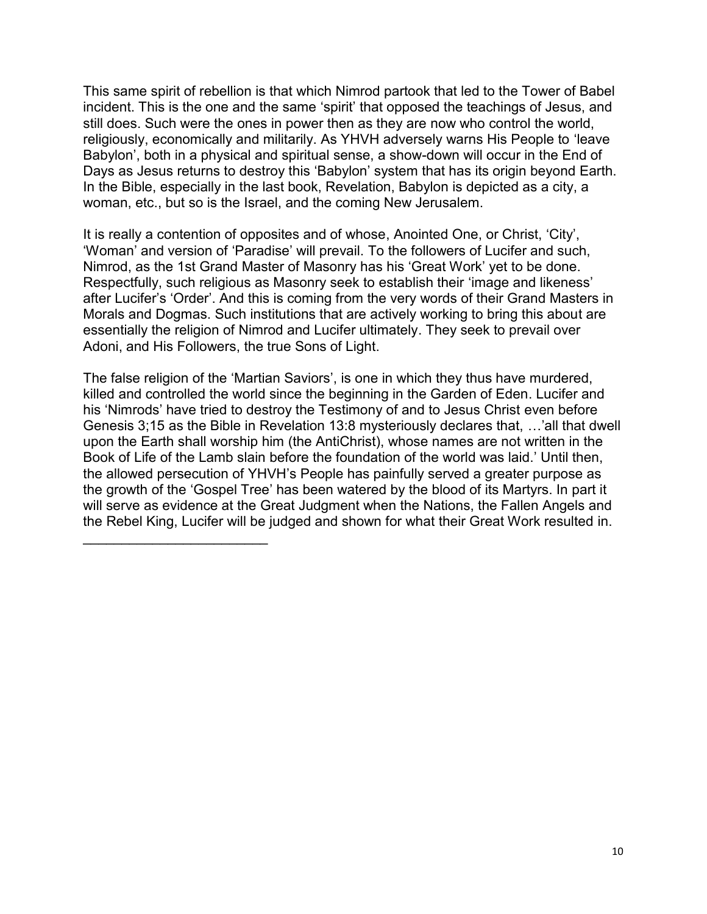This same spirit of rebellion is that which Nimrod partook that led to the Tower of Babel incident. This is the one and the same 'spirit' that opposed the teachings of Jesus, and still does. Such were the ones in power then as they are now who control the world, religiously, economically and militarily. As YHVH adversely warns His People to 'leave Babylon', both in a physical and spiritual sense, a show-down will occur in the End of Days as Jesus returns to destroy this 'Babylon' system that has its origin beyond Earth. In the Bible, especially in the last book, Revelation, Babylon is depicted as a city, a woman, etc., but so is the Israel, and the coming New Jerusalem.

It is really a contention of opposites and of whose, Anointed One, or Christ, 'City', 'Woman' and version of 'Paradise' will prevail. To the followers of Lucifer and such, Nimrod, as the 1st Grand Master of Masonry has his 'Great Work' yet to be done. Respectfully, such religious as Masonry seek to establish their 'image and likeness' after Lucifer's 'Order'. And this is coming from the very words of their Grand Masters in Morals and Dogmas. Such institutions that are actively working to bring this about are essentially the religion of Nimrod and Lucifer ultimately. They seek to prevail over Adoni, and His Followers, the true Sons of Light.

The false religion of the 'Martian Saviors', is one in which they thus have murdered, killed and controlled the world since the beginning in the Garden of Eden. Lucifer and his 'Nimrods' have tried to destroy the Testimony of and to Jesus Christ even before Genesis 3;15 as the Bible in Revelation 13:8 mysteriously declares that, …'all that dwell upon the Earth shall worship him (the AntiChrist), whose names are not written in the Book of Life of the Lamb slain before the foundation of the world was laid.' Until then, the allowed persecution of YHVH's People has painfully served a greater purpose as the growth of the 'Gospel Tree' has been watered by the blood of its Martyrs. In part it will serve as evidence at the Great Judgment when the Nations, the Fallen Angels and the Rebel King, Lucifer will be judged and shown for what their Great Work resulted in.

\_\_\_\_\_\_\_\_\_\_\_\_\_\_\_\_\_\_\_\_\_\_\_\_\_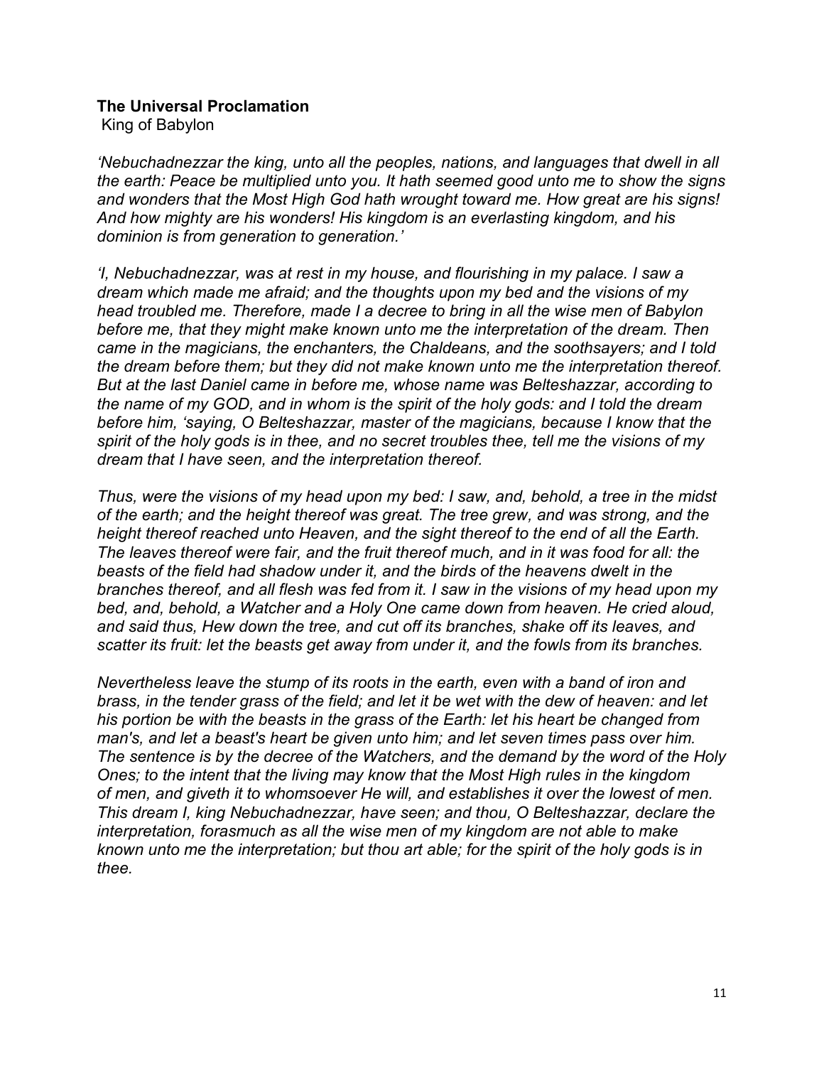**The Universal Proclamation**
King of Babylon

*'Nebuchadnezzar the king, unto all the peoples, nations, and languages that dwell in all the earth: Peace be multiplied unto you. It hath seemed good unto me to show the signs and wonders that the Most High God hath wrought toward me. How great are his signs! And how mighty are his wonders! His kingdom is an everlasting kingdom, and his dominion is from generation to generation.'*

*'I, Nebuchadnezzar, was at rest in my house, and flourishing in my palace. I saw a dream which made me afraid; and the thoughts upon my bed and the visions of my head troubled me. Therefore, made I a decree to bring in all the wise men of Babylon before me, that they might make known unto me the interpretation of the dream. Then came in the magicians, the enchanters, the Chaldeans, and the soothsayers; and I told the dream before them; but they did not make known unto me the interpretation thereof. But at the last Daniel came in before me, whose name was Belteshazzar, according to the name of my GOD, and in whom is the spirit of the holy gods: and I told the dream before him, 'saying, O Belteshazzar, master of the magicians, because I know that the spirit of the holy gods is in thee, and no secret troubles thee, tell me the visions of my dream that I have seen, and the interpretation thereof.*

*Thus, were the visions of my head upon my bed: I saw, and, behold, a tree in the midst of the earth; and the height thereof was great. The tree grew, and was strong, and the height thereof reached unto Heaven, and the sight thereof to the end of all the Earth. The leaves thereof were fair, and the fruit thereof much, and in it was food for all: the beasts of the field had shadow under it, and the birds of the heavens dwelt in the branches thereof, and all flesh was fed from it. I saw in the visions of my head upon my bed, and, behold, a Watcher and a Holy One came down from heaven. He cried aloud, and said thus, Hew down the tree, and cut off its branches, shake off its leaves, and scatter its fruit: let the beasts get away from under it, and the fowls from its branches.*

*Nevertheless leave the stump of its roots in the earth, even with a band of iron and brass, in the tender grass of the field; and let it be wet with the dew of heaven: and let his portion be with the beasts in the grass of the Earth: let his heart be changed from man's, and let a beast's heart be given unto him; and let seven times pass over him. The sentence is by the decree of the Watchers, and the demand by the word of the Holy Ones; to the intent that the living may know that the Most High rules in the kingdom of men, and giveth it to whomsoever He will, and establishes it over the lowest of men. This dream I, king Nebuchadnezzar, have seen; and thou, O Belteshazzar, declare the interpretation, forasmuch as all the wise men of my kingdom are not able to make known unto me the interpretation; but thou art able; for the spirit of the holy gods is in thee.*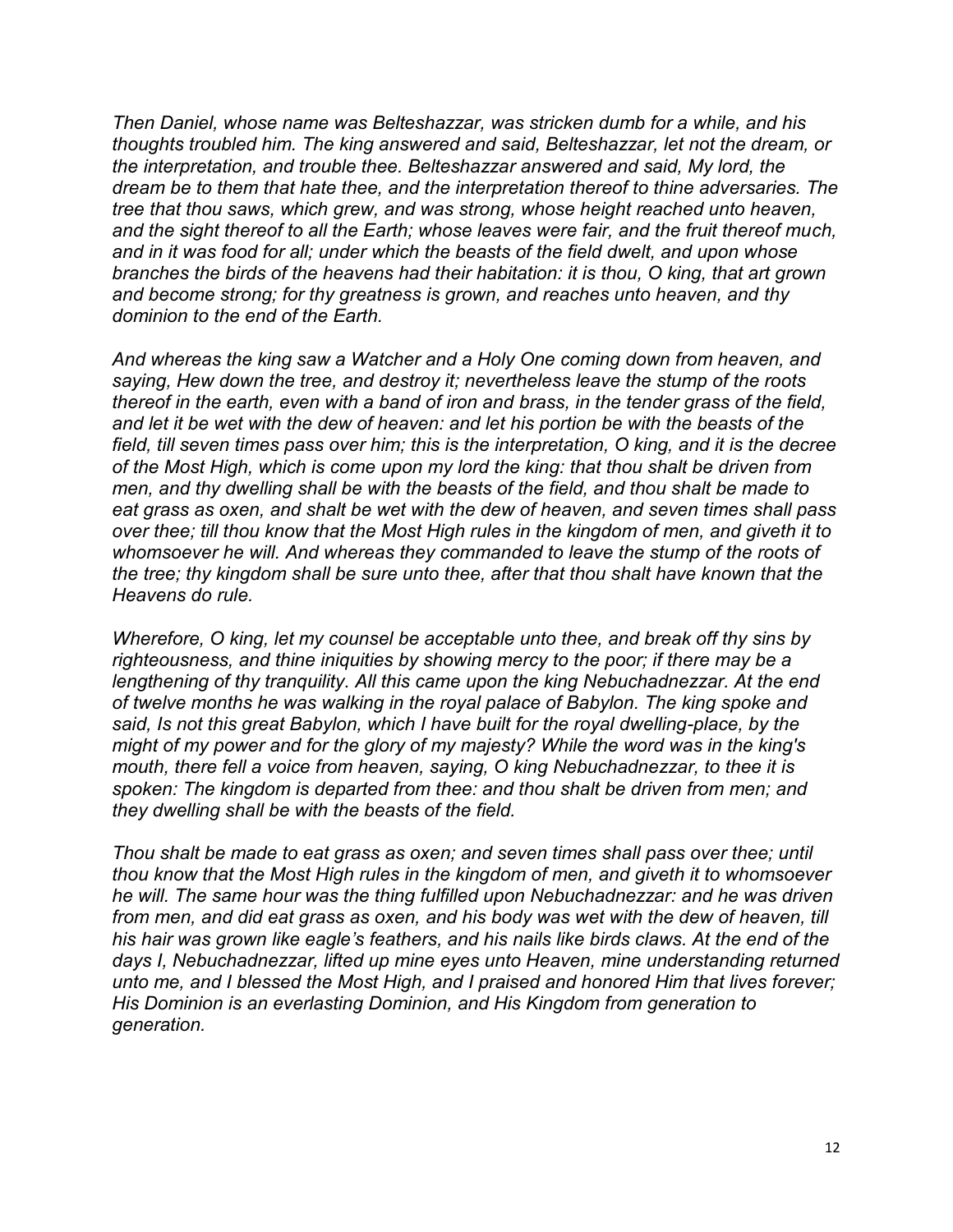*Then Daniel, whose name was Belteshazzar, was stricken dumb for a while, and his thoughts troubled him. The king answered and said, Belteshazzar, let not the dream, or the interpretation, and trouble thee. Belteshazzar answered and said, My lord, the dream be to them that hate thee, and the interpretation thereof to thine adversaries. The tree that thou saws, which grew, and was strong, whose height reached unto heaven, and the sight thereof to all the Earth; whose leaves were fair, and the fruit thereof much, and in it was food for all; under which the beasts of the field dwelt, and upon whose branches the birds of the heavens had their habitation: it is thou, O king, that art grown and become strong; for thy greatness is grown, and reaches unto heaven, and thy dominion to the end of the Earth.*

*And whereas the king saw a Watcher and a Holy One coming down from heaven, and saying, Hew down the tree, and destroy it; nevertheless leave the stump of the roots thereof in the earth, even with a band of iron and brass, in the tender grass of the field, and let it be wet with the dew of heaven: and let his portion be with the beasts of the field, till seven times pass over him; this is the interpretation, O king, and it is the decree of the Most High, which is come upon my lord the king: that thou shalt be driven from men, and thy dwelling shall be with the beasts of the field, and thou shalt be made to eat grass as oxen, and shalt be wet with the dew of heaven, and seven times shall pass over thee; till thou know that the Most High rules in the kingdom of men, and giveth it to whomsoever he will. And whereas they commanded to leave the stump of the roots of the tree; thy kingdom shall be sure unto thee, after that thou shalt have known that the Heavens do rule.*

*Wherefore, O king, let my counsel be acceptable unto thee, and break off thy sins by righteousness, and thine iniquities by showing mercy to the poor; if there may be a lengthening of thy tranquility. All this came upon the king Nebuchadnezzar. At the end of twelve months he was walking in the royal palace of Babylon. The king spoke and said, Is not this great Babylon, which I have built for the royal dwelling-place, by the might of my power and for the glory of my majesty? While the word was in the king's mouth, there fell a voice from heaven, saying, O king Nebuchadnezzar, to thee it is spoken: The kingdom is departed from thee: and thou shalt be driven from men; and they dwelling shall be with the beasts of the field.*

*Thou shalt be made to eat grass as oxen; and seven times shall pass over thee; until thou know that the Most High rules in the kingdom of men, and giveth it to whomsoever he will. The same hour was the thing fulfilled upon Nebuchadnezzar: and he was driven from men, and did eat grass as oxen, and his body was wet with the dew of heaven, till his hair was grown like eagle's feathers, and his nails like birds claws. At the end of the days I, Nebuchadnezzar, lifted up mine eyes unto Heaven, mine understanding returned unto me, and I blessed the Most High, and I praised and honored Him that lives forever; His Dominion is an everlasting Dominion, and His Kingdom from generation to generation.*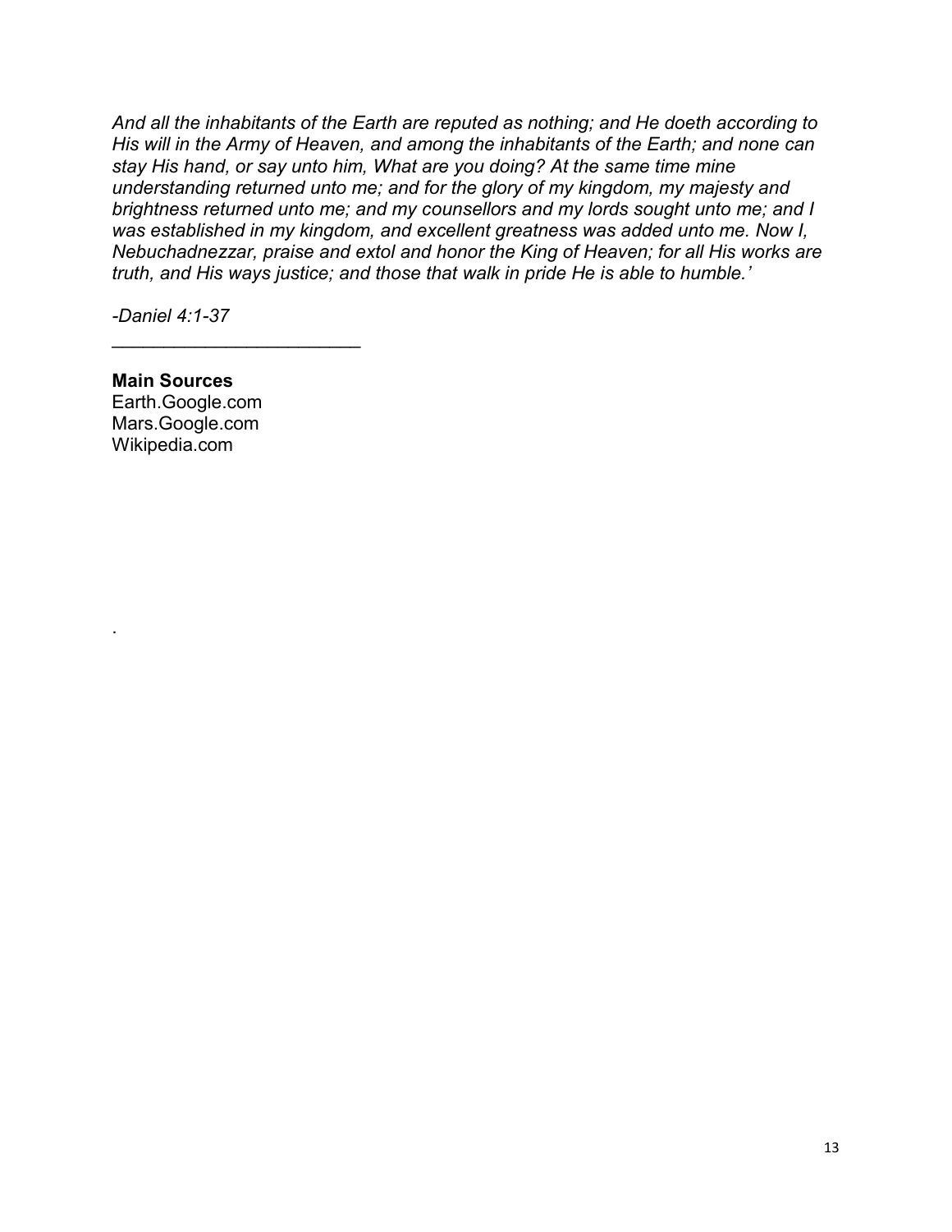*And all the inhabitants of the Earth are reputed as nothing; and He doeth according to His will in the Army of Heaven, and among the inhabitants of the Earth; and none can stay His hand, or say unto him, What are you doing? At the same time mine understanding returned unto me; and for the glory of my kingdom, my majesty and brightness returned unto me; and my counsellors and my lords sought unto me; and I was established in my kingdom, and excellent greatness was added unto me. Now I, Nebuchadnezzar, praise and extol and honor the King of Heaven; for all His works are truth, and His ways justice; and those that walk in pride He is able to humble.'*

*-Daniel 4:1-37*

________________________

**Main Sources**
Earth.Google.com
Mars.Google.com
Wikipedia.com

.